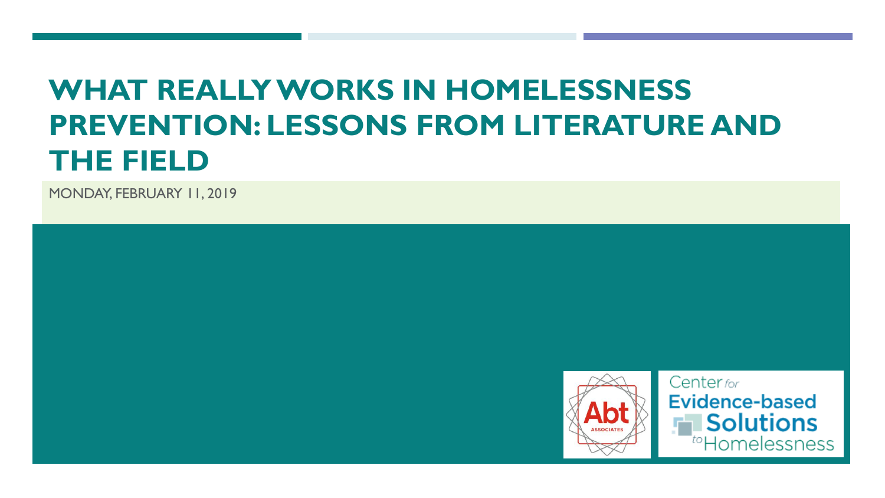# WHAT REALLY WORKS IN HOMELESSNESS PREVENTION: LESSONS FROM LITERATURE AND THE FIELD

MONDAY, FEBRUARY 11, 2019

Abt Associates

Center for Evidence-based Solutions to Homelessness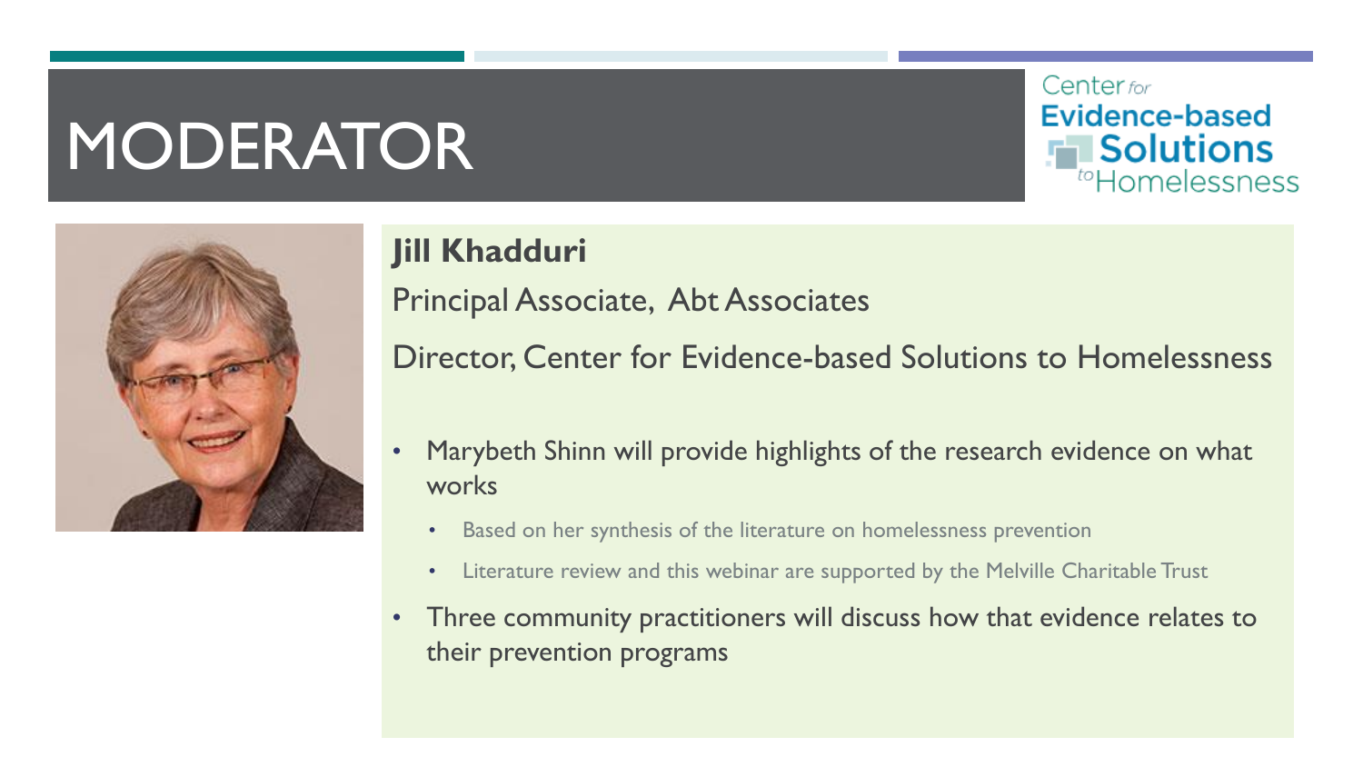# MODERATOR

Center for Evidence-based Solutions to Homelessness

**Jill Khadduri**

Principal Associate, Abt Associates

Director, Center for Evidence-based Solutions to Homelessness

- Marybeth Shinn will provide highlights of the research evidence on what works
  - Based on her synthesis of the literature on homelessness prevention
  - Literature review and this webinar are supported by the Melville Charitable Trust
- Three community practitioners will discuss how that evidence relates to their prevention programs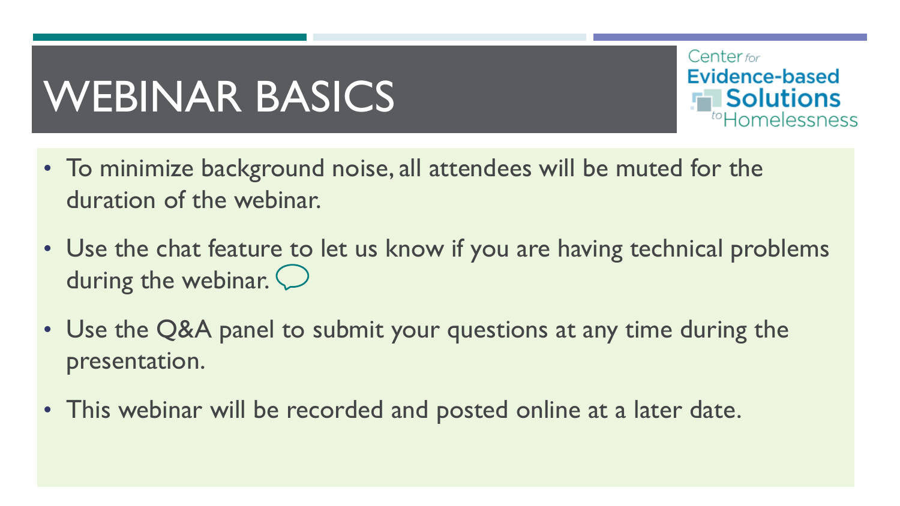# WEBINAR BASICS

Center for Evidence-based Solutions to Homelessness

- To minimize background noise, all attendees will be muted for the duration of the webinar.
- Use the chat feature to let us know if you are having technical problems during the webinar.
- Use the Q&A panel to submit your questions at any time during the presentation.
- This webinar will be recorded and posted online at a later date.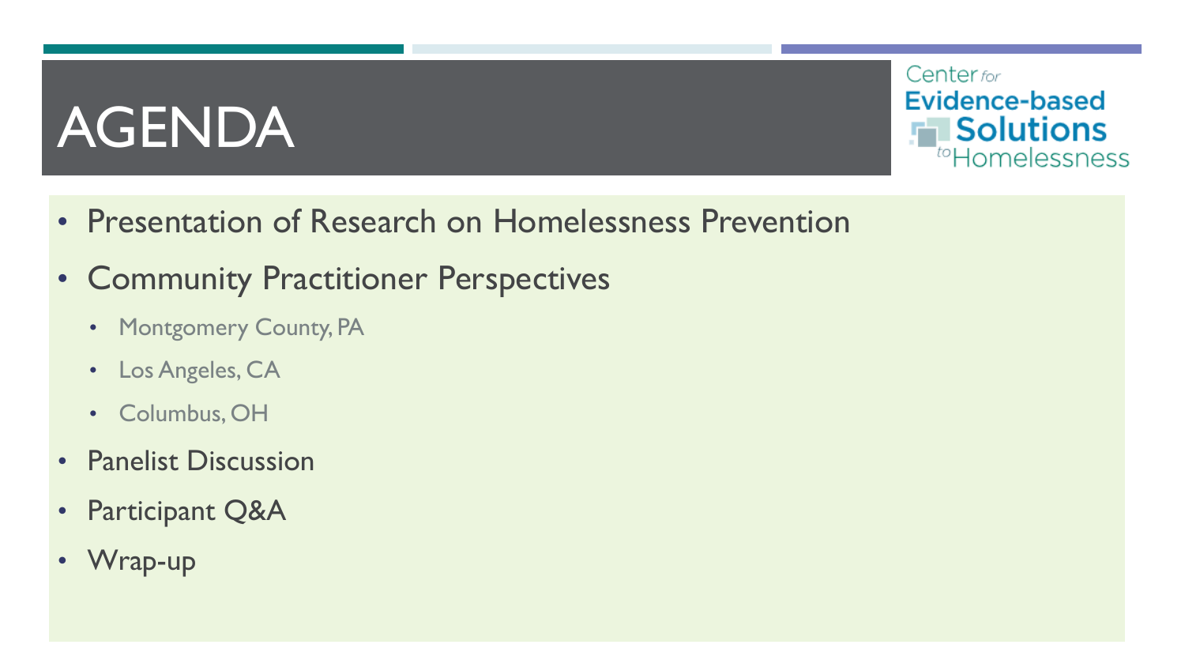# AGENDA

Center for Evidence-based Solutions to Homelessness

- Presentation of Research on Homelessness Prevention
- Community Practitioner Perspectives
  - Montgomery County, PA
  - Los Angeles, CA
  - Columbus, OH
- Panelist Discussion
- Participant Q&A
- Wrap-up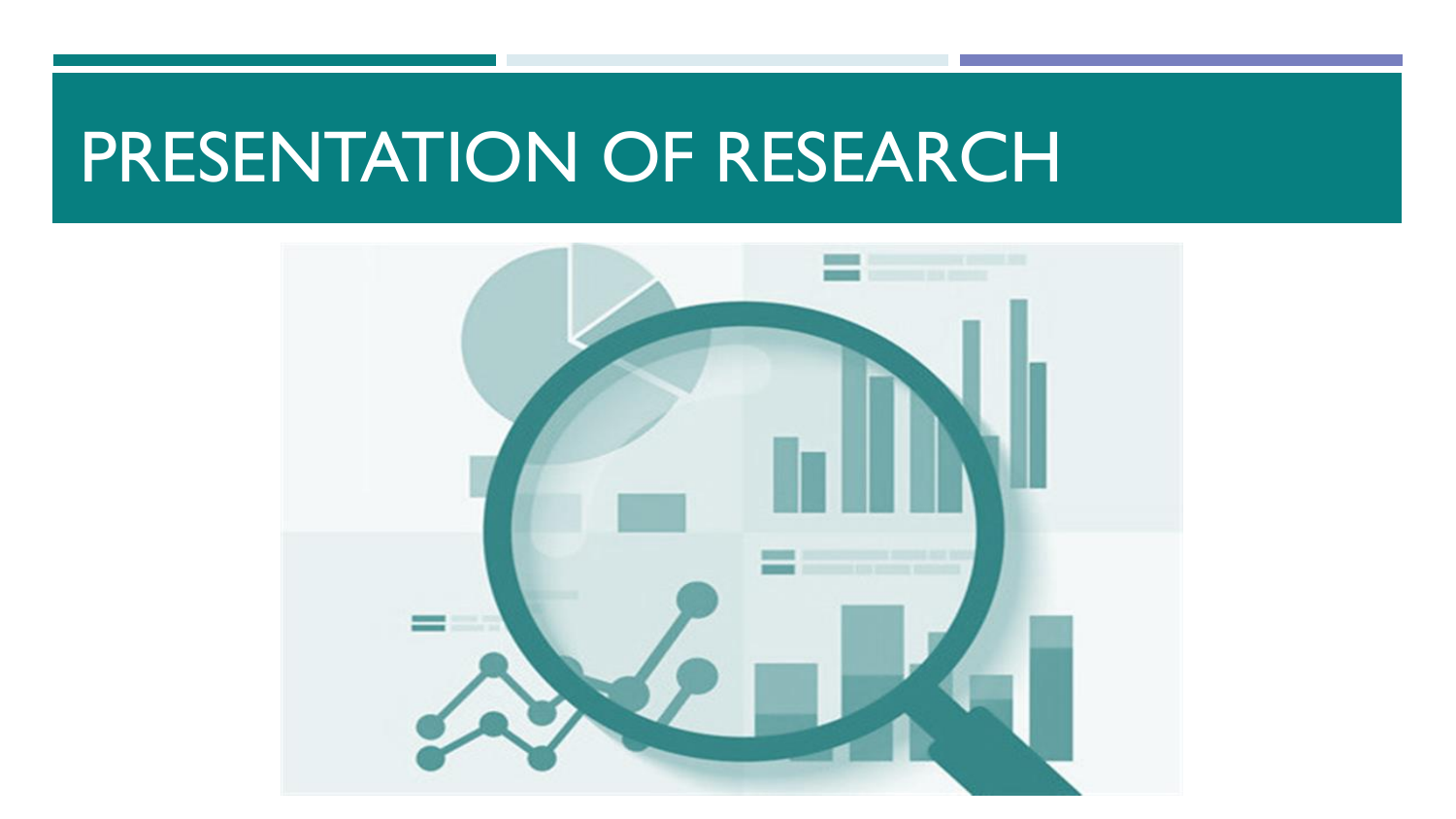# PRESENTATION OF RESEARCH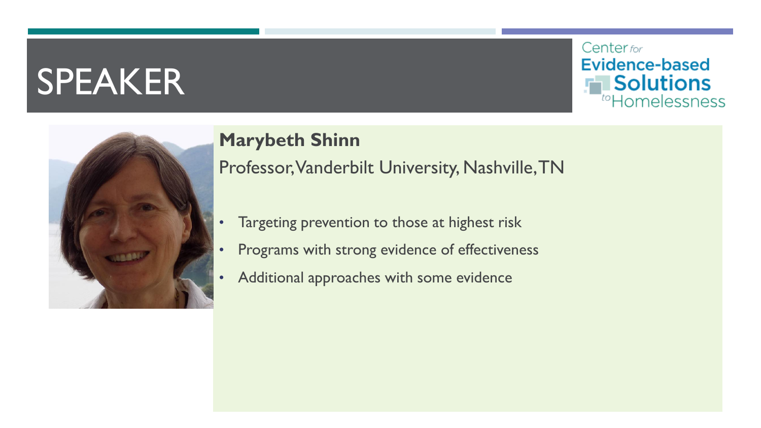# SPEAKER

Center for Evidence-based Solutions to Homelessness

**Marybeth Shinn**

Professor, Vanderbilt University, Nashville, TN

- Targeting prevention to those at highest risk
- Programs with strong evidence of effectiveness
- Additional approaches with some evidence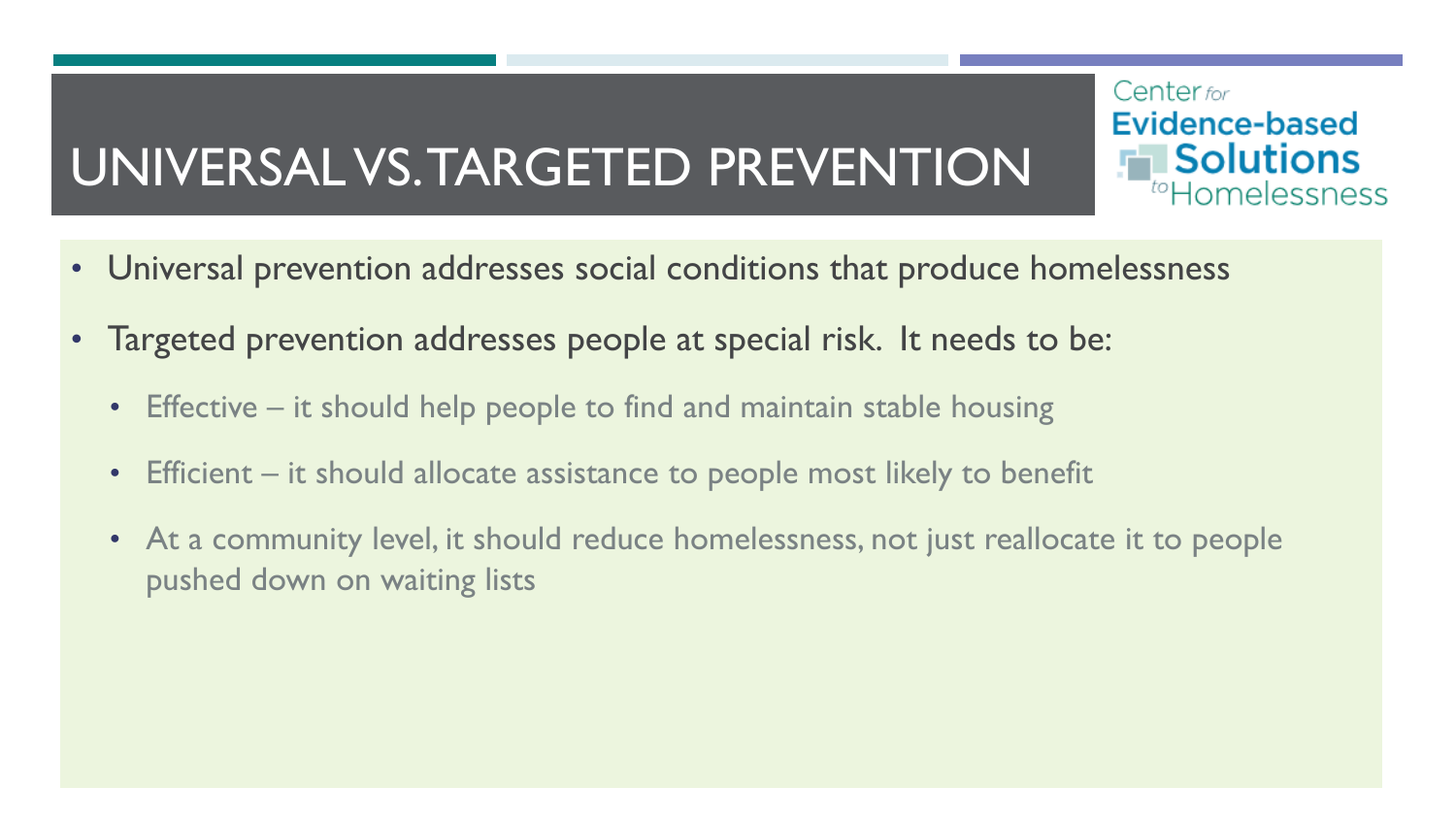# UNIVERSAL VS. TARGETED PREVENTION

Center for Evidence-based Solutions to Homelessness

- Universal prevention addresses social conditions that produce homelessness
- Targeted prevention addresses people at special risk. It needs to be:
  - Effective – it should help people to find and maintain stable housing
  - Efficient – it should allocate assistance to people most likely to benefit
  - At a community level, it should reduce homelessness, not just reallocate it to people pushed down on waiting lists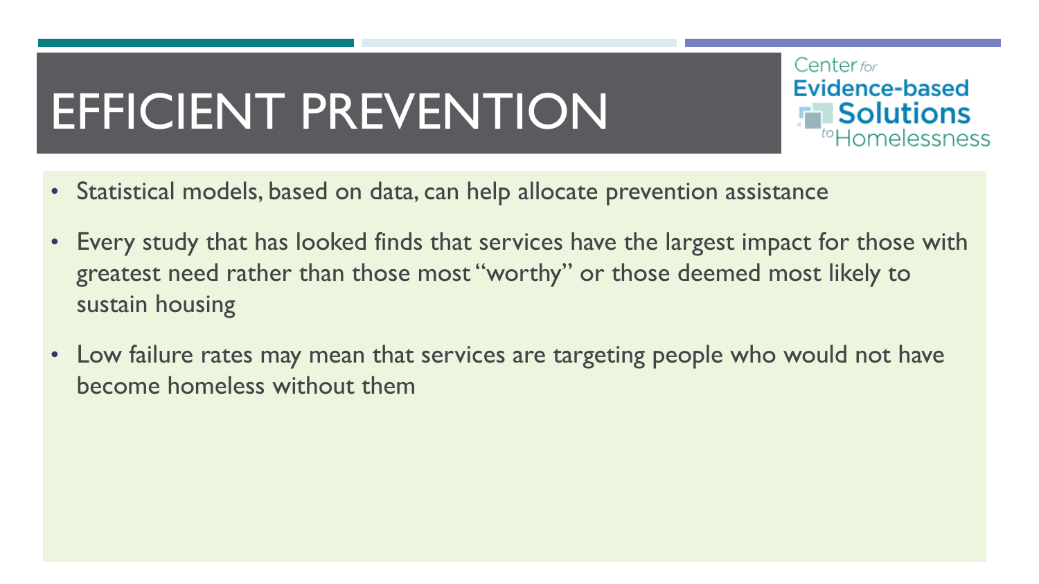# EFFICIENT PREVENTION

Center for Evidence-based Solutions to Homelessness

- Statistical models, based on data, can help allocate prevention assistance
- Every study that has looked finds that services have the largest impact for those with greatest need rather than those most "worthy" or those deemed most likely to sustain housing
- Low failure rates may mean that services are targeting people who would not have become homeless without them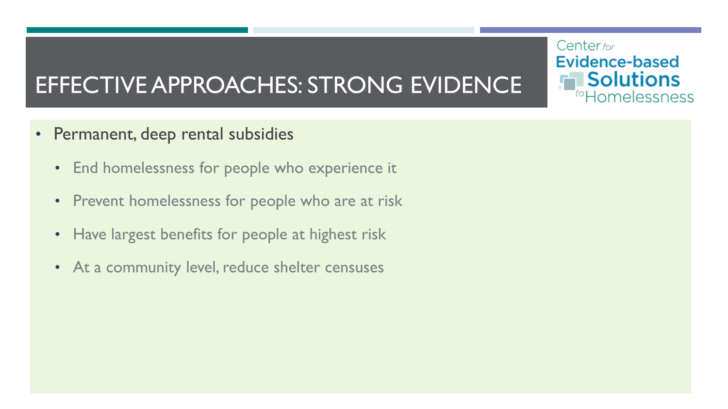# EFFECTIVE APPROACHES: STRONG EVIDENCE

Center for Evidence-based Solutions to Homelessness

- Permanent, deep rental subsidies
  - End homelessness for people who experience it
  - Prevent homelessness for people who are at risk
  - Have largest benefits for people at highest risk
  - At a community level, reduce shelter censuses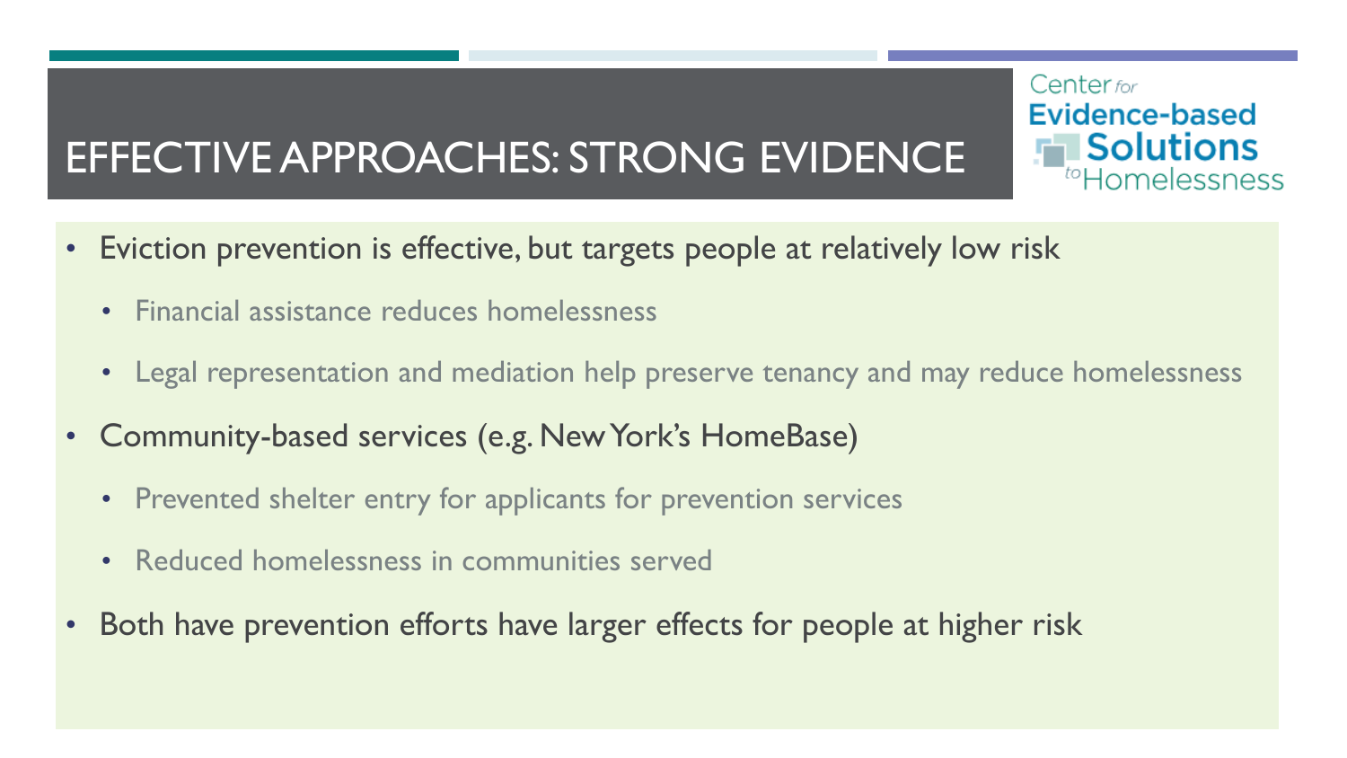# EFFECTIVE APPROACHES: STRONG EVIDENCE

Center for Evidence-based Solutions to Homelessness

- Eviction prevention is effective, but targets people at relatively low risk
  - Financial assistance reduces homelessness
  - Legal representation and mediation help preserve tenancy and may reduce homelessness
- Community-based services (e.g. New York's HomeBase)
  - Prevented shelter entry for applicants for prevention services
  - Reduced homelessness in communities served
- Both have prevention efforts have larger effects for people at higher risk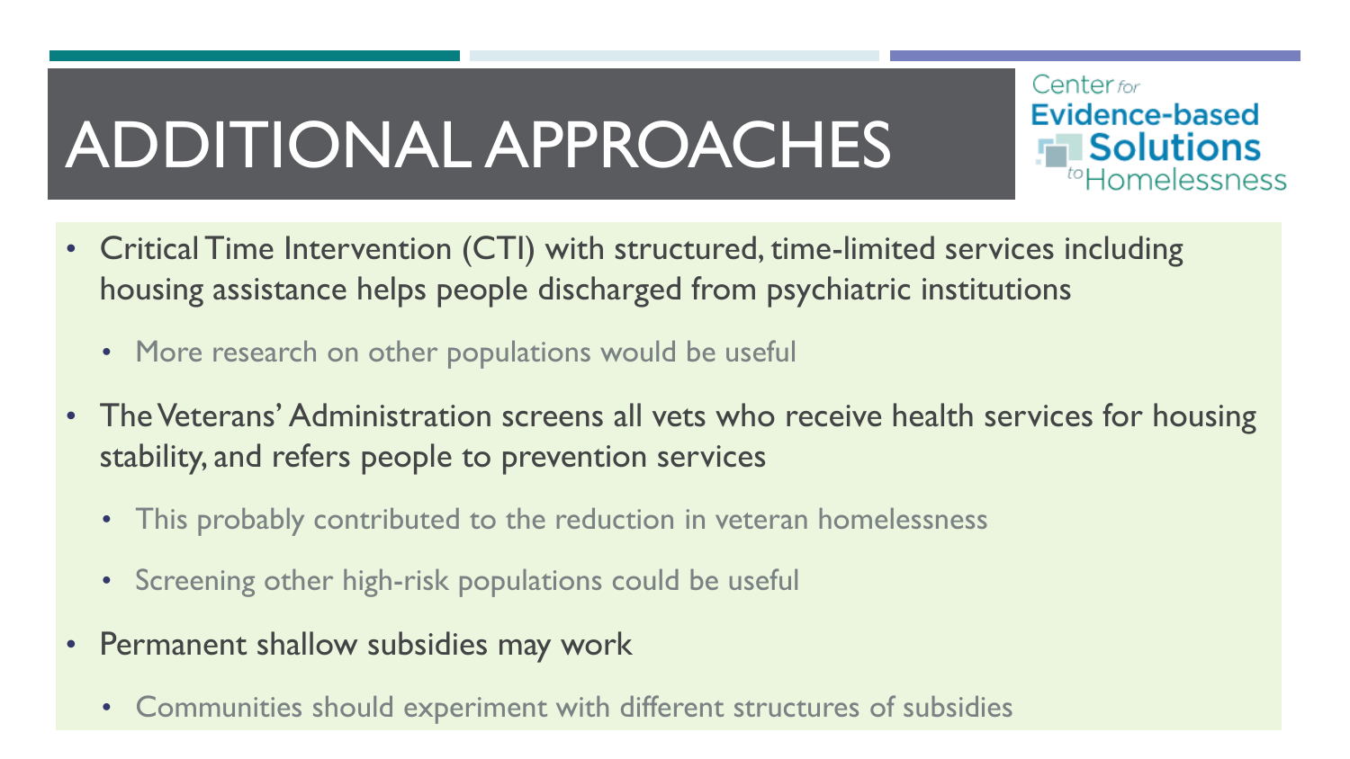# ADDITIONAL APPROACHES

Center for Evidence-based Solutions to Homelessness

- Critical Time Intervention (CTI) with structured, time-limited services including housing assistance helps people discharged from psychiatric institutions
  - More research on other populations would be useful
- The Veterans' Administration screens all vets who receive health services for housing stability, and refers people to prevention services
  - This probably contributed to the reduction in veteran homelessness
  - Screening other high-risk populations could be useful
- Permanent shallow subsidies may work
  - Communities should experiment with different structures of subsidies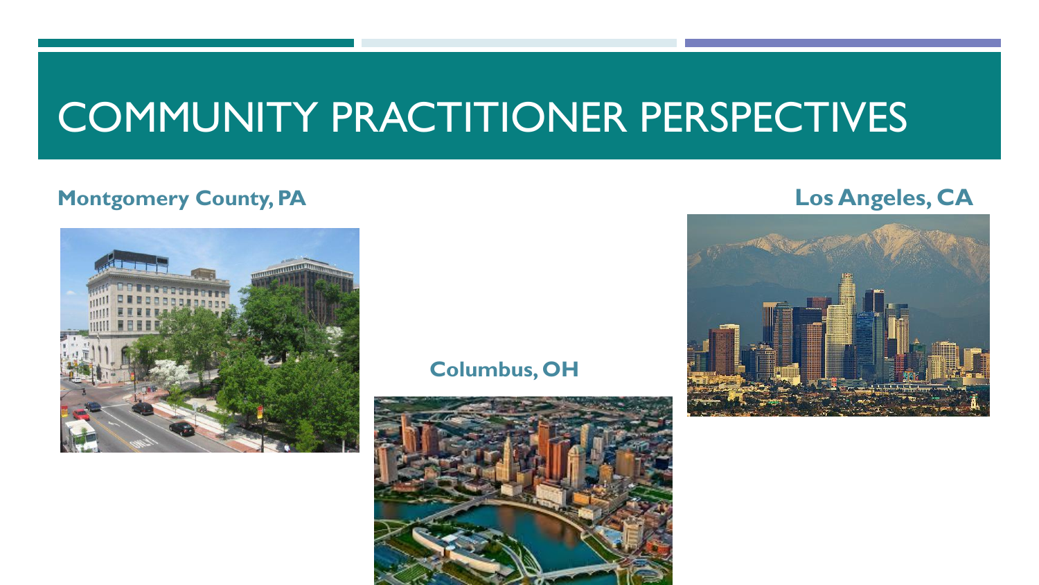# COMMUNITY PRACTITIONER PERSPECTIVES

**Montgomery County, PA**

**Columbus, OH**

**Los Angeles, CA**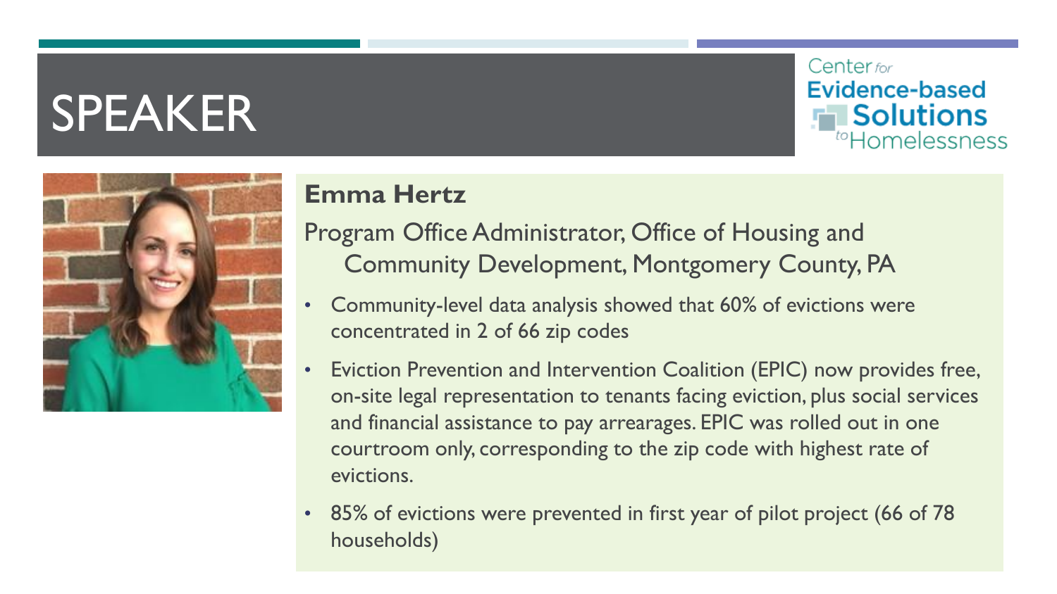# SPEAKER

Center for Evidence-based Solutions to Homelessness

**Emma Hertz**

Program Office Administrator, Office of Housing and Community Development, Montgomery County, PA

- Community-level data analysis showed that 60% of evictions were concentrated in 2 of 66 zip codes
- Eviction Prevention and Intervention Coalition (EPIC) now provides free, on-site legal representation to tenants facing eviction, plus social services and financial assistance to pay arrearages. EPIC was rolled out in one courtroom only, corresponding to the zip code with highest rate of evictions.
- 85% of evictions were prevented in first year of pilot project (66 of 78 households)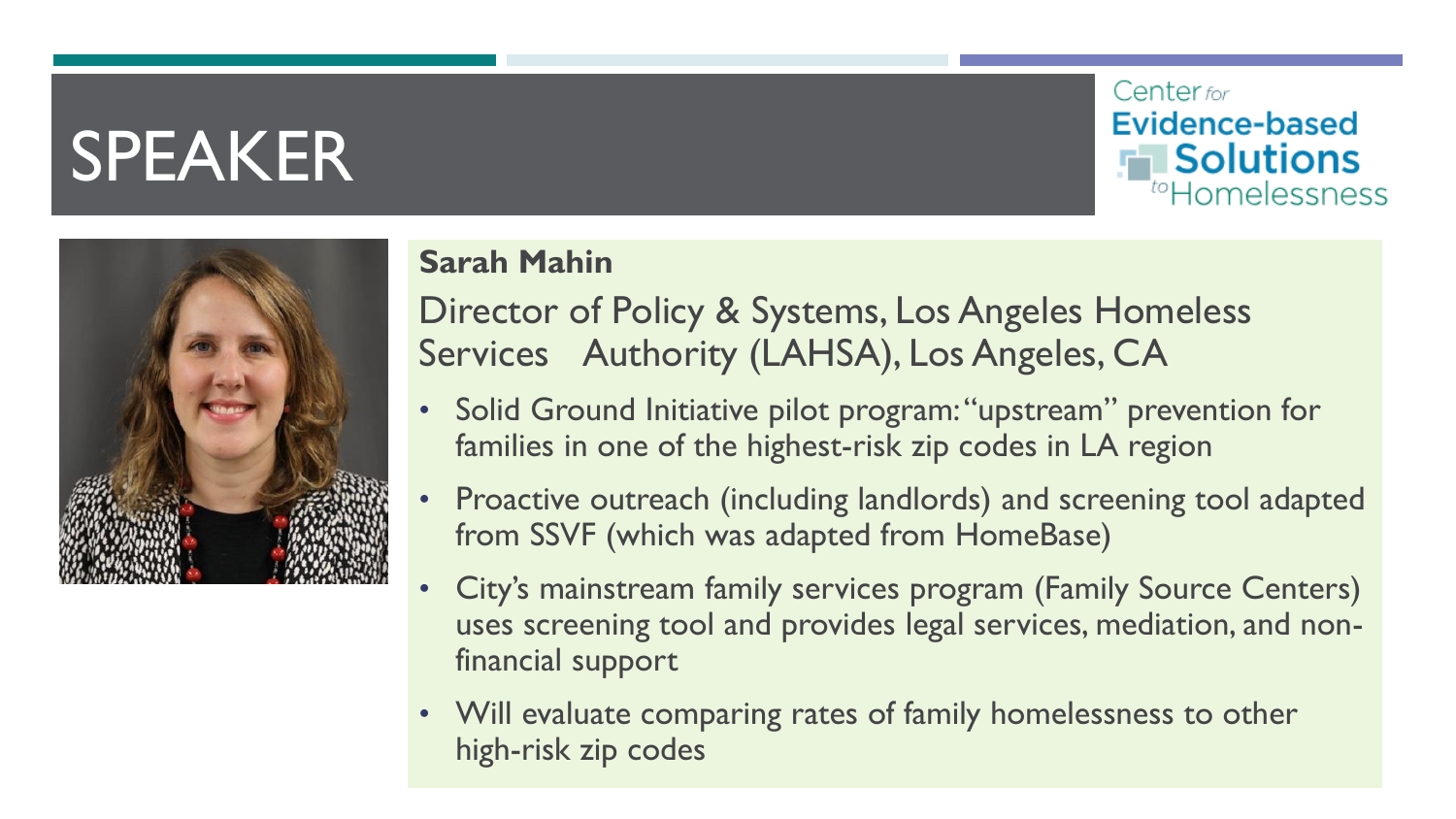# SPEAKER

Center for Evidence-based Solutions to Homelessness

**Sarah Mahin**

Director of Policy & Systems, Los Angeles Homeless Services Authority (LAHSA), Los Angeles, CA

- Solid Ground Initiative pilot program: "upstream" prevention for families in one of the highest-risk zip codes in LA region
- Proactive outreach (including landlords) and screening tool adapted from SSVF (which was adapted from HomeBase)
- City's mainstream family services program (Family Source Centers) uses screening tool and provides legal services, mediation, and non-financial support
- Will evaluate comparing rates of family homelessness to other high-risk zip codes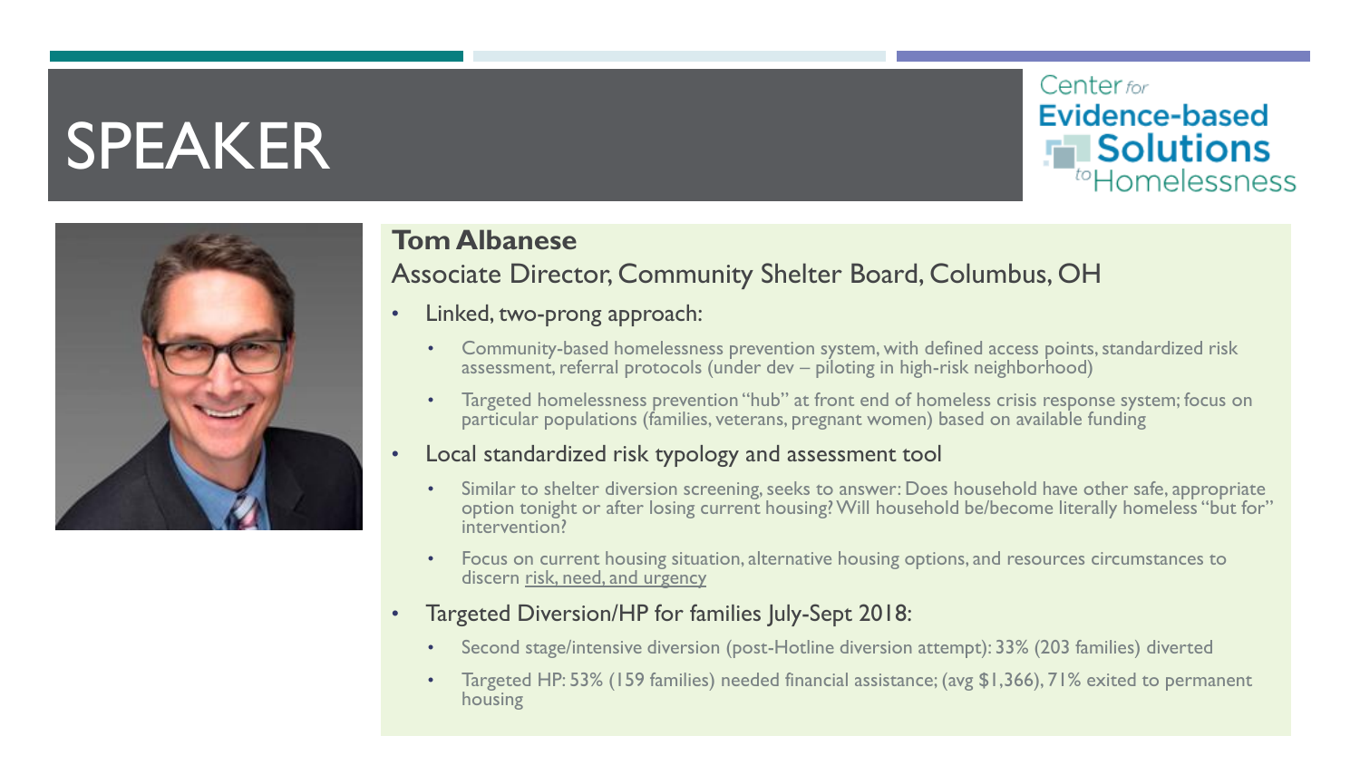# SPEAKER

Center for Evidence-based Solutions to Homelessness

**Tom Albanese**

Associate Director, Community Shelter Board, Columbus, OH

- Linked, two-prong approach:
  - Community-based homelessness prevention system, with defined access points, standardized risk assessment, referral protocols (under dev – piloting in high-risk neighborhood)
  - Targeted homelessness prevention "hub" at front end of homeless crisis response system; focus on particular populations (families, veterans, pregnant women) based on available funding
- Local standardized risk typology and assessment tool
  - Similar to shelter diversion screening, seeks to answer: Does household have other safe, appropriate option tonight or after losing current housing? Will household be/become literally homeless "but for" intervention?
  - Focus on current housing situation, alternative housing options, and resources circumstances to discern risk, need, and urgency
- Targeted Diversion/HP for families July-Sept 2018:
  - Second stage/intensive diversion (post-Hotline diversion attempt): 33% (203 families) diverted
  - Targeted HP: 53% (159 families) needed financial assistance; (avg $1,366), 71% exited to permanent housing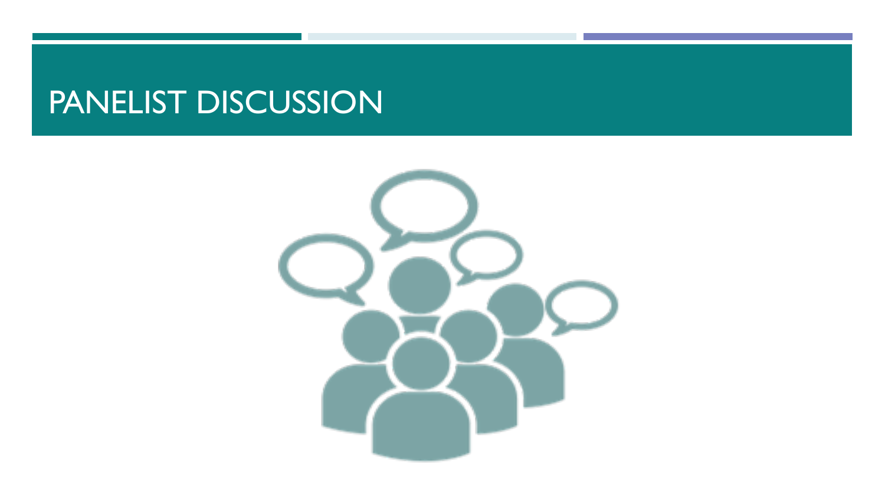# PANELIST DISCUSSION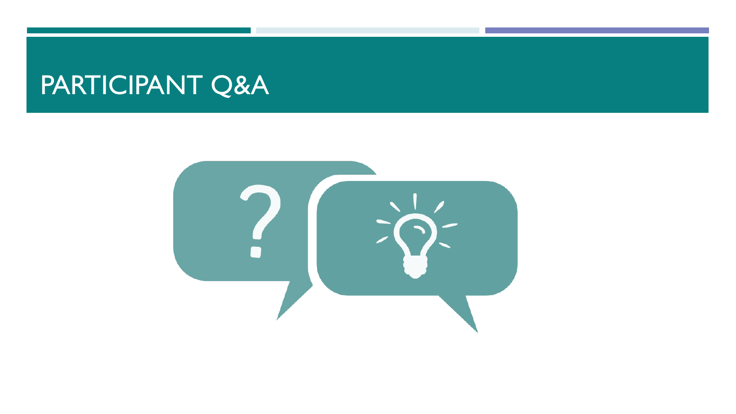# PARTICIPANT Q&A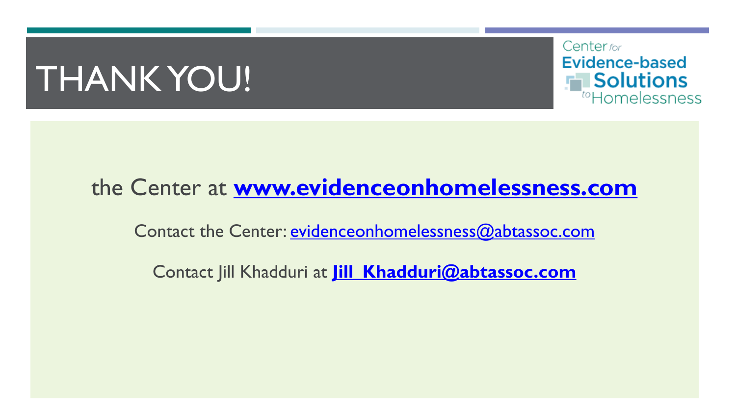# THANK YOU!

Center for Evidence-based Solutions to Homelessness

the Center at **www.evidenceonhomelessness.com**

Contact the Center: evidenceonhomelessness@abtassoc.com

Contact Jill Khadduri at **Jill_Khadduri@abtassoc.com**